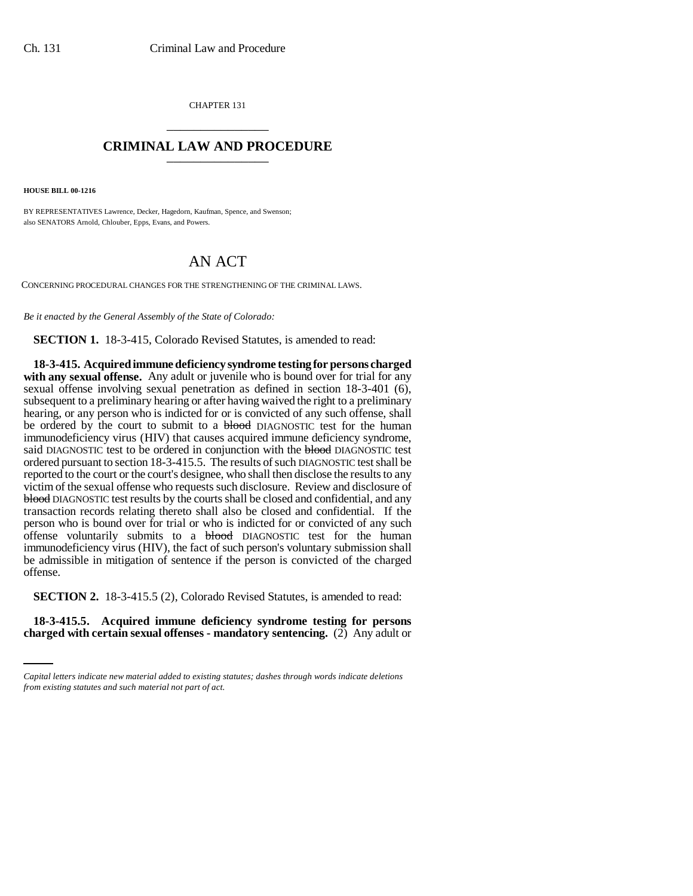CHAPTER 131

# CRIMINAL LAW AND PROCEDURE

**HOUSE BILL 00-1216**

BY REPRESENTATIVES Lawrence, Decker, Hagedorn, Kaufman, Spence, and Swenson;
also SENATORS Arnold, Chlouber, Epps, Evans, and Powers.

# AN ACT

CONCERNING PROCEDURAL CHANGES FOR THE STRENGTHENING OF THE CRIMINAL LAWS.

*Be it enacted by the General Assembly of the State of Colorado:*

**SECTION 1.** 18-3-415, Colorado Revised Statutes, is amended to read:

**18-3-415. Acquired immune deficiency syndrome testing for persons charged with any sexual offense.** Any adult or juvenile who is bound over for trial for any sexual offense involving sexual penetration as defined in section 18-3-401 (6), subsequent to a preliminary hearing or after having waived the right to a preliminary hearing, or any person who is indicted for or is convicted of any such offense, shall be ordered by the court to submit to a ~~blood~~ DIAGNOSTIC test for the human immunodeficiency virus (HIV) that causes acquired immune deficiency syndrome, said DIAGNOSTIC test to be ordered in conjunction with the ~~blood~~ DIAGNOSTIC test ordered pursuant to section 18-3-415.5. The results of such DIAGNOSTIC test shall be reported to the court or the court's designee, who shall then disclose the results to any victim of the sexual offense who requests such disclosure. Review and disclosure of ~~blood~~ DIAGNOSTIC test results by the courts shall be closed and confidential, and any transaction records relating thereto shall also be closed and confidential. If the person who is bound over for trial or who is indicted for or convicted of any such offense voluntarily submits to a ~~blood~~ DIAGNOSTIC test for the human immunodeficiency virus (HIV), the fact of such person's voluntary submission shall be admissible in mitigation of sentence if the person is convicted of the charged offense.

**SECTION 2.** 18-3-415.5 (2), Colorado Revised Statutes, is amended to read:

**18-3-415.5. Acquired immune deficiency syndrome testing for persons charged with certain sexual offenses - mandatory sentencing.** (2) Any adult or

*Capital letters indicate new material added to existing statutes; dashes through words indicate deletions from existing statutes and such material not part of act.*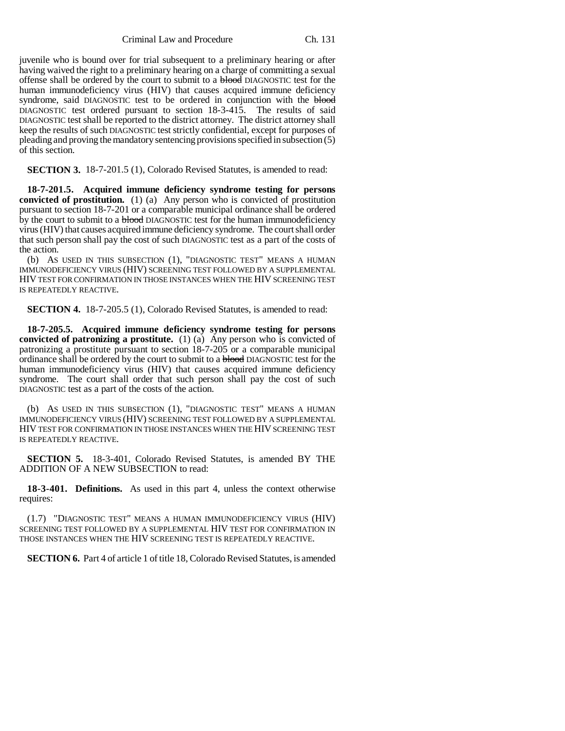juvenile who is bound over for trial subsequent to a preliminary hearing or after having waived the right to a preliminary hearing on a charge of committing a sexual offense shall be ordered by the court to submit to a ~~blood~~ DIAGNOSTIC test for the human immunodeficiency virus (HIV) that causes acquired immune deficiency syndrome, said DIAGNOSTIC test to be ordered in conjunction with the ~~blood~~ DIAGNOSTIC test ordered pursuant to section 18-3-415. The results of said DIAGNOSTIC test shall be reported to the district attorney. The district attorney shall keep the results of such DIAGNOSTIC test strictly confidential, except for purposes of pleading and proving the mandatory sentencing provisions specified in subsection (5) of this section.

**SECTION 3.** 18-7-201.5 (1), Colorado Revised Statutes, is amended to read:

**18-7-201.5. Acquired immune deficiency syndrome testing for persons convicted of prostitution.** (1) (a) Any person who is convicted of prostitution pursuant to section 18-7-201 or a comparable municipal ordinance shall be ordered by the court to submit to a ~~blood~~ DIAGNOSTIC test for the human immunodeficiency virus (HIV) that causes acquired immune deficiency syndrome. The court shall order that such person shall pay the cost of such DIAGNOSTIC test as a part of the costs of the action.

(b) AS USED IN THIS SUBSECTION (1), "DIAGNOSTIC TEST" MEANS A HUMAN IMMUNODEFICIENCY VIRUS (HIV) SCREENING TEST FOLLOWED BY A SUPPLEMENTAL HIV TEST FOR CONFIRMATION IN THOSE INSTANCES WHEN THE HIV SCREENING TEST IS REPEATEDLY REACTIVE.

**SECTION 4.** 18-7-205.5 (1), Colorado Revised Statutes, is amended to read:

**18-7-205.5. Acquired immune deficiency syndrome testing for persons convicted of patronizing a prostitute.** (1) (a) Any person who is convicted of patronizing a prostitute pursuant to section 18-7-205 or a comparable municipal ordinance shall be ordered by the court to submit to a ~~blood~~ DIAGNOSTIC test for the human immunodeficiency virus (HIV) that causes acquired immune deficiency syndrome. The court shall order that such person shall pay the cost of such DIAGNOSTIC test as a part of the costs of the action.

(b) AS USED IN THIS SUBSECTION (1), "DIAGNOSTIC TEST" MEANS A HUMAN IMMUNODEFICIENCY VIRUS (HIV) SCREENING TEST FOLLOWED BY A SUPPLEMENTAL HIV TEST FOR CONFIRMATION IN THOSE INSTANCES WHEN THE HIV SCREENING TEST IS REPEATEDLY REACTIVE.

**SECTION 5.** 18-3-401, Colorado Revised Statutes, is amended BY THE ADDITION OF A NEW SUBSECTION to read:

**18-3-401. Definitions.** As used in this part 4, unless the context otherwise requires:

(1.7) "DIAGNOSTIC TEST" MEANS A HUMAN IMMUNODEFICIENCY VIRUS (HIV) SCREENING TEST FOLLOWED BY A SUPPLEMENTAL HIV TEST FOR CONFIRMATION IN THOSE INSTANCES WHEN THE HIV SCREENING TEST IS REPEATEDLY REACTIVE.

**SECTION 6.** Part 4 of article 1 of title 18, Colorado Revised Statutes, is amended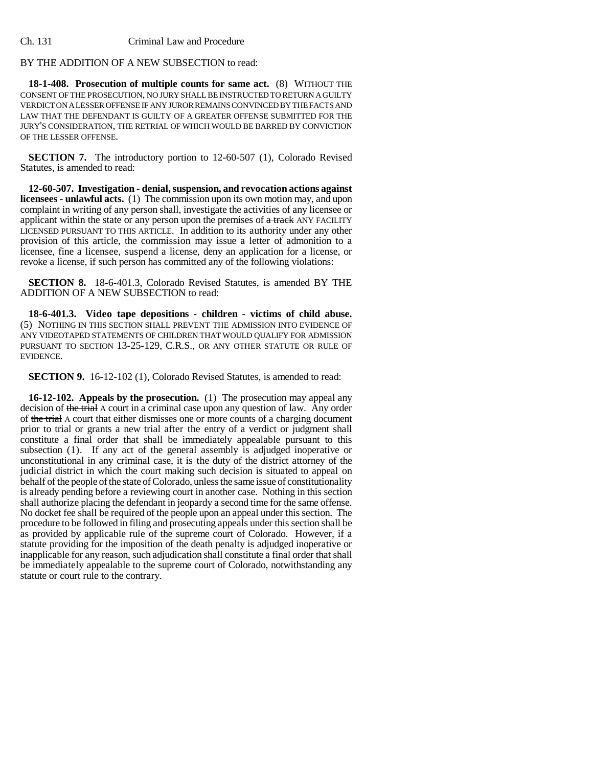BY THE ADDITION OF A NEW SUBSECTION to read:

**18-1-408. Prosecution of multiple counts for same act.** (8) WITHOUT THE CONSENT OF THE PROSECUTION, NO JURY SHALL BE INSTRUCTED TO RETURN A GUILTY VERDICT ON A LESSER OFFENSE IF ANY JUROR REMAINS CONVINCED BY THE FACTS AND LAW THAT THE DEFENDANT IS GUILTY OF A GREATER OFFENSE SUBMITTED FOR THE JURY'S CONSIDERATION, THE RETRIAL OF WHICH WOULD BE BARRED BY CONVICTION OF THE LESSER OFFENSE.

**SECTION 7.** The introductory portion to 12-60-507 (1), Colorado Revised Statutes, is amended to read:

**12-60-507. Investigation - denial, suspension, and revocation actions against licensees - unlawful acts.** (1) The commission upon its own motion may, and upon complaint in writing of any person shall, investigate the activities of any licensee or applicant within the state or any person upon the premises of ~~a track~~ ANY FACILITY LICENSED PURSUANT TO THIS ARTICLE. In addition to its authority under any other provision of this article, the commission may issue a letter of admonition to a licensee, fine a licensee, suspend a license, deny an application for a license, or revoke a license, if such person has committed any of the following violations:

**SECTION 8.** 18-6-401.3, Colorado Revised Statutes, is amended BY THE ADDITION OF A NEW SUBSECTION to read:

**18-6-401.3. Video tape depositions - children - victims of child abuse.** (5) NOTHING IN THIS SECTION SHALL PREVENT THE ADMISSION INTO EVIDENCE OF ANY VIDEOTAPED STATEMENTS OF CHILDREN THAT WOULD QUALIFY FOR ADMISSION PURSUANT TO SECTION 13-25-129, C.R.S., OR ANY OTHER STATUTE OR RULE OF EVIDENCE.

**SECTION 9.** 16-12-102 (1), Colorado Revised Statutes, is amended to read:

**16-12-102. Appeals by the prosecution.** (1) The prosecution may appeal any decision of ~~the trial~~ A court in a criminal case upon any question of law. Any order of ~~the trial~~ A court that either dismisses one or more counts of a charging document prior to trial or grants a new trial after the entry of a verdict or judgment shall constitute a final order that shall be immediately appealable pursuant to this subsection (1). If any act of the general assembly is adjudged inoperative or unconstitutional in any criminal case, it is the duty of the district attorney of the judicial district in which the court making such decision is situated to appeal on behalf of the people of the state of Colorado, unless the same issue of constitutionality is already pending before a reviewing court in another case. Nothing in this section shall authorize placing the defendant in jeopardy a second time for the same offense. No docket fee shall be required of the people upon an appeal under this section. The procedure to be followed in filing and prosecuting appeals under this section shall be as provided by applicable rule of the supreme court of Colorado. However, if a statute providing for the imposition of the death penalty is adjudged inoperative or inapplicable for any reason, such adjudication shall constitute a final order that shall be immediately appealable to the supreme court of Colorado, notwithstanding any statute or court rule to the contrary.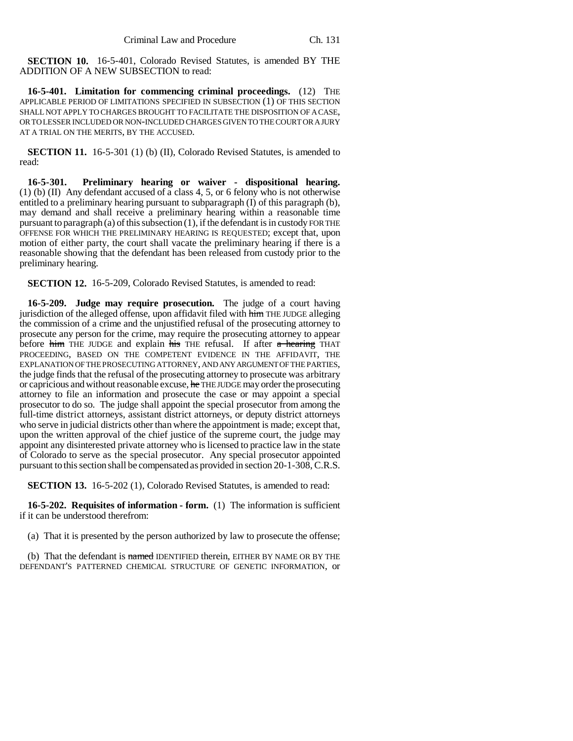**SECTION 10.** 16-5-401, Colorado Revised Statutes, is amended BY THE ADDITION OF A NEW SUBSECTION to read:

**16-5-401. Limitation for commencing criminal proceedings.** (12) THE APPLICABLE PERIOD OF LIMITATIONS SPECIFIED IN SUBSECTION (1) OF THIS SECTION SHALL NOT APPLY TO CHARGES BROUGHT TO FACILITATE THE DISPOSITION OF A CASE, OR TO LESSER INCLUDED OR NON-INCLUDED CHARGES GIVEN TO THE COURT OR A JURY AT A TRIAL ON THE MERITS, BY THE ACCUSED.

**SECTION 11.** 16-5-301 (1) (b) (II), Colorado Revised Statutes, is amended to read:

**16-5-301. Preliminary hearing or waiver - dispositional hearing.** (1) (b) (II) Any defendant accused of a class 4, 5, or 6 felony who is not otherwise entitled to a preliminary hearing pursuant to subparagraph (I) of this paragraph (b), may demand and shall receive a preliminary hearing within a reasonable time pursuant to paragraph (a) of this subsection (1), if the defendant is in custody FOR THE OFFENSE FOR WHICH THE PRELIMINARY HEARING IS REQUESTED; except that, upon motion of either party, the court shall vacate the preliminary hearing if there is a reasonable showing that the defendant has been released from custody prior to the preliminary hearing.

**SECTION 12.** 16-5-209, Colorado Revised Statutes, is amended to read:

**16-5-209. Judge may require prosecution.** The judge of a court having jurisdiction of the alleged offense, upon affidavit filed with ~~him~~ THE JUDGE alleging the commission of a crime and the unjustified refusal of the prosecuting attorney to prosecute any person for the crime, may require the prosecuting attorney to appear before ~~him~~ THE JUDGE and explain ~~his~~ THE refusal. If after ~~a hearing~~ THAT PROCEEDING, BASED ON THE COMPETENT EVIDENCE IN THE AFFIDAVIT, THE EXPLANATION OF THE PROSECUTING ATTORNEY, AND ANY ARGUMENT OF THE PARTIES, the judge finds that the refusal of the prosecuting attorney to prosecute was arbitrary or capricious and without reasonable excuse, ~~he~~ THE JUDGE may order the prosecuting attorney to file an information and prosecute the case or may appoint a special prosecutor to do so. The judge shall appoint the special prosecutor from among the full-time district attorneys, assistant district attorneys, or deputy district attorneys who serve in judicial districts other than where the appointment is made; except that, upon the written approval of the chief justice of the supreme court, the judge may appoint any disinterested private attorney who is licensed to practice law in the state of Colorado to serve as the special prosecutor. Any special prosecutor appointed pursuant to this section shall be compensated as provided in section 20-1-308, C.R.S.

**SECTION 13.** 16-5-202 (1), Colorado Revised Statutes, is amended to read:

**16-5-202. Requisites of information - form.** (1) The information is sufficient if it can be understood therefrom:

(a) That it is presented by the person authorized by law to prosecute the offense;

(b) That the defendant is ~~named~~ IDENTIFIED therein, EITHER BY NAME OR BY THE DEFENDANT'S PATTERNED CHEMICAL STRUCTURE OF GENETIC INFORMATION, or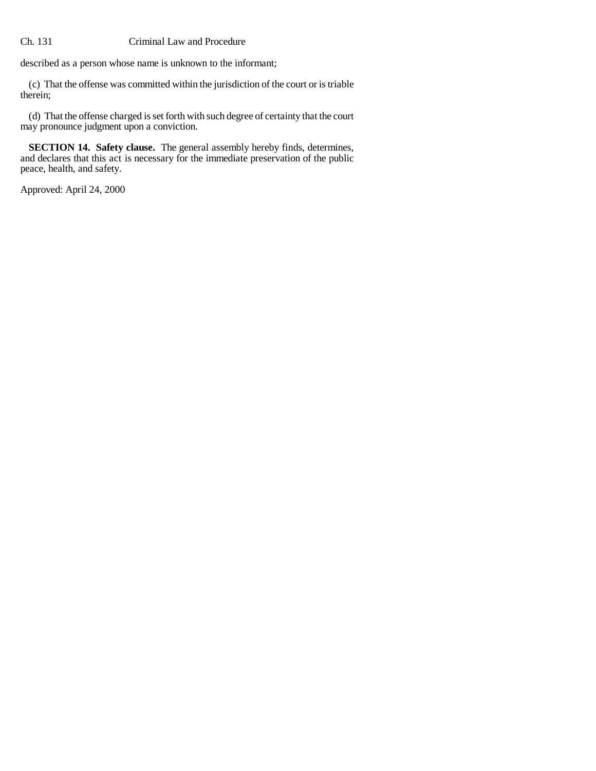described as a person whose name is unknown to the informant;

(c) That the offense was committed within the jurisdiction of the court or is triable therein;

(d) That the offense charged is set forth with such degree of certainty that the court may pronounce judgment upon a conviction.

**SECTION 14. Safety clause.** The general assembly hereby finds, determines, and declares that this act is necessary for the immediate preservation of the public peace, health, and safety.

Approved: April 24, 2000